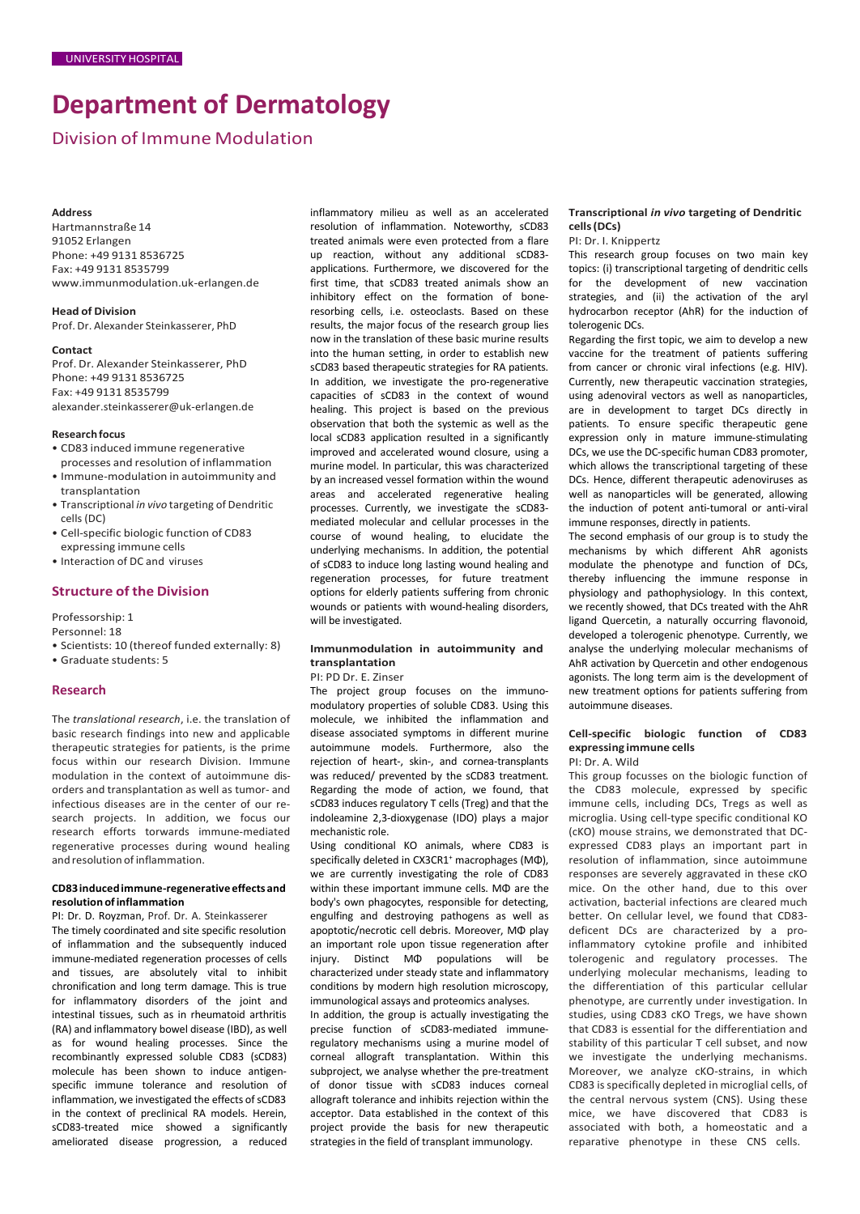UNIVERSITY HOSPITAL

# Department of Dermatology

## Division of Immune Modulation

**Address**
Hartmannstraße 14
91052 Erlangen
Phone: +49 9131 8536725
Fax: +49 9131 8535799
www.immunmodulation.uk-erlangen.de

**Head of Division**
Prof. Dr. Alexander Steinkasserer, PhD

**Contact**
Prof. Dr. Alexander Steinkasserer, PhD
Phone: +49 9131 8536725
Fax: +49 9131 8535799
alexander.steinkasserer@uk-erlangen.de

**Research focus**

- CD83 induced immune regenerative processes and resolution of inflammation
- Immune-modulation in autoimmunity and transplantation
- Transcriptional *in vivo* targeting of Dendritic cells (DC)
- Cell-specific biologic function of CD83 expressing immune cells
- Interaction of DC and viruses

### Structure of the Division

Professorship: 1

Personnel: 18

- Scientists: 10 (thereof funded externally: 8)
- Graduate students: 5

### Research

The *translational research*, i.e. the translation of basic research findings into new and applicable therapeutic strategies for patients, is the prime focus within our research Division. Immune modulation in the context of autoimmune disorders and transplantation as well as tumor- and infectious diseases are in the center of our research projects. In addition, we focus our research efforts towards immune-mediated regenerative processes during wound healing and resolution of inflammation.

#### CD83 induced immune-regenerative effects and resolution of inflammation

PI: Dr. D. Royzman, Prof. Dr. A. Steinkasserer

The timely coordinated and site specific resolution of inflammation and the subsequently induced immune-mediated regeneration processes of cells and tissues, are absolutely vital to inhibit chronification and long term damage. This is true for inflammatory disorders of the joint and intestinal tissues, such as in rheumatoid arthritis (RA) and inflammatory bowel disease (IBD), as well as for wound healing processes. Since the recombinantly expressed soluble CD83 (sCD83) molecule has been shown to induce antigen-specific immune tolerance and resolution of inflammation, we investigated the effects of sCD83 in the context of preclinical RA models. Herein, sCD83-treated mice showed a significantly ameliorated disease progression, a reduced inflammatory milieu as well as an accelerated resolution of inflammation. Noteworthy, sCD83 treated animals were even protected from a flare up reaction, without any additional sCD83-applications. Furthermore, we discovered for the first time, that sCD83 treated animals show an inhibitory effect on the formation of bone-resorbing cells, i.e. osteoclasts. Based on these results, the major focus of the research group lies now in the translation of these basic murine results into the human setting, in order to establish new sCD83 based therapeutic strategies for RA patients. In addition, we investigate the pro-regenerative capacities of sCD83 in the context of wound healing. This project is based on the previous observation that both the systemic as well as the local sCD83 application resulted in a significantly improved and accelerated wound closure, using a murine model. In particular, this was characterized by an increased vessel formation within the wound areas and accelerated regenerative healing processes. Currently, we investigate the sCD83-mediated molecular and cellular processes in the course of wound healing, to elucidate the underlying mechanisms. In addition, the potential of sCD83 to induce long lasting wound healing and regeneration processes, for future treatment options for elderly patients suffering from chronic wounds or patients with wound-healing disorders, will be investigated.

#### Immunmodulation in autoimmunity and transplantation

PI: PD Dr. E. Zinser

The project group focuses on the immunomodulatory properties of soluble CD83. Using this molecule, we inhibited the inflammation and disease associated symptoms in different murine autoimmune models. Furthermore, also the rejection of heart-, skin-, and cornea-transplants was reduced/ prevented by the sCD83 treatment. Regarding the mode of action, we found, that sCD83 induces regulatory T cells (Treg) and that the indoleamine 2,3-dioxygenase (IDO) plays a major mechanistic role.

Using conditional KO animals, where CD83 is specifically deleted in CX3CR1$^+$ macrophages (MΦ), we are currently investigating the role of CD83 within these important immune cells. MΦ are the body's own phagocytes, responsible for detecting, engulfing and destroying pathogens as well as apoptotic/necrotic cell debris. Moreover, MΦ play an important role upon tissue regeneration after injury. Distinct MΦ populations will be characterized under steady state and inflammatory conditions by modern high resolution microscopy, immunological assays and proteomics analyses.

In addition, the group is actually investigating the precise function of sCD83-mediated immune-regulatory mechanisms using a murine model of corneal allograft transplantation. Within this subproject, we analyse whether the pre-treatment of donor tissue with sCD83 induces corneal allograft tolerance and inhibits rejection within the acceptor. Data established in the context of this project provide the basis for new therapeutic strategies in the field of transplant immunology.

#### Transcriptional *in vivo* targeting of Dendritic cells (DCs)

PI: Dr. I. Knippertz

This research group focuses on two main key topics: (i) transcriptional targeting of dendritic cells for the development of new vaccination strategies, and (ii) the activation of the aryl hydrocarbon receptor (AhR) for the induction of tolerogenic DCs.

Regarding the first topic, we aim to develop a new vaccine for the treatment of patients suffering from cancer or chronic viral infections (e.g. HIV). Currently, new therapeutic vaccination strategies, using adenoviral vectors as well as nanoparticles, are in development to target DCs directly in patients. To ensure specific therapeutic gene expression only in mature immune-stimulating DCs, we use the DC-specific human CD83 promoter, which allows the transcriptional targeting of these DCs. Hence, different therapeutic adenoviruses as well as nanoparticles will be generated, allowing the induction of potent anti-tumoral or anti-viral immune responses, directly in patients.

The second emphasis of our group is to study the mechanisms by which different AhR agonists modulate the phenotype and function of DCs, thereby influencing the immune response in physiology and pathophysiology. In this context, we recently showed, that DCs treated with the AhR ligand Quercetin, a naturally occurring flavonoid, developed a tolerogenic phenotype. Currently, we analyse the underlying molecular mechanisms of AhR activation by Quercetin and other endogenous agonists. The long term aim is the development of new treatment options for patients suffering from autoimmune diseases.

#### Cell-specific biologic function of CD83 expressing immune cells

PI: Dr. A. Wild

This group focusses on the biologic function of the CD83 molecule, expressed by specific immune cells, including DCs, Tregs as well as microglia. Using cell-type specific conditional KO (cKO) mouse strains, we demonstrated that DC-expressed CD83 plays an important part in resolution of inflammation, since autoimmune responses are severely aggravated in these cKO mice. On the other hand, due to this over activation, bacterial infections are cleared much better. On cellular level, we found that CD83-deficent DCs are characterized by a pro-inflammatory cytokine profile and inhibited tolerogenic and regulatory processes. The underlying molecular mechanisms, leading to the differentiation of this particular cellular phenotype, are currently under investigation. In studies, using CD83 cKO Tregs, we have shown that CD83 is essential for the differentiation and stability of this particular T cell subset, and now we investigate the underlying mechanisms. Moreover, we analyze cKO-strains, in which CD83 is specifically depleted in microglial cells, of the central nervous system (CNS). Using these mice, we have discovered that CD83 is associated with both, a homeostatic and a reparative phenotype in these CNS cells.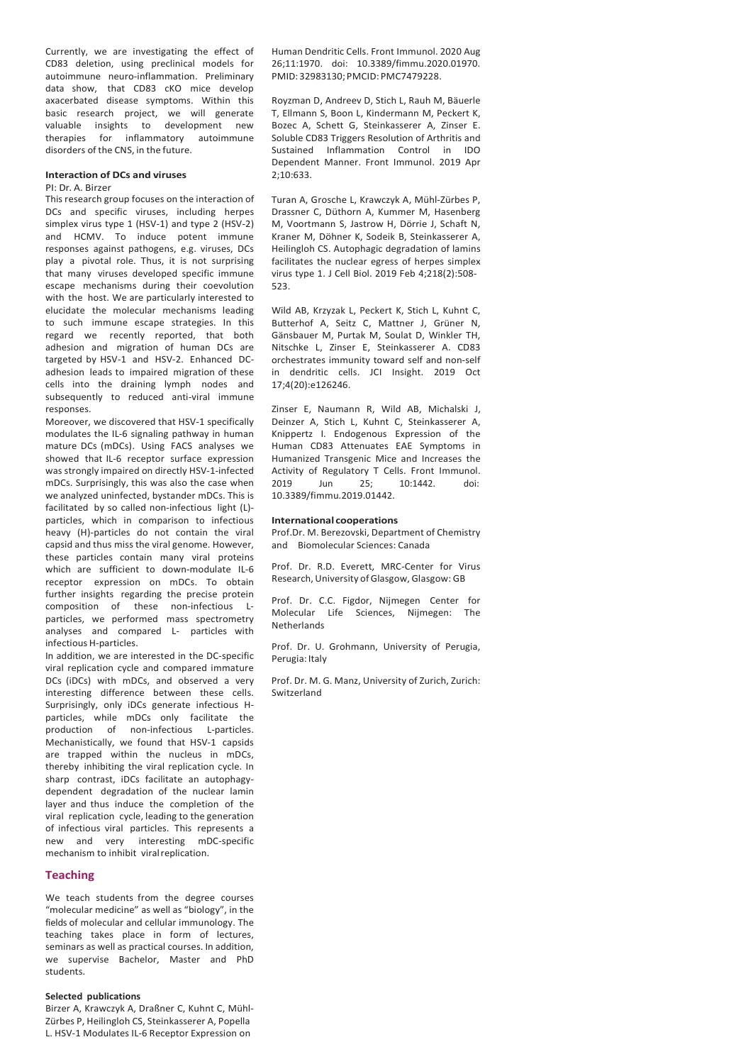Currently, we are investigating the effect of CD83 deletion, using preclinical models for autoimmune neuro-inflammation. Preliminary data show, that CD83 cKO mice develop axacerbated disease symptoms. Within this basic research project, we will generate valuable insights to development new therapies for inflammatory autoimmune disorders of the CNS, in the future.

**Interaction of DCs and viruses**

PI: Dr. A. Birzer

This research group focuses on the interaction of DCs and specific viruses, including herpes simplex virus type 1 (HSV-1) and type 2 (HSV-2) and HCMV. To induce potent immune responses against pathogens, e.g. viruses, DCs play a pivotal role. Thus, it is not surprising that many viruses developed specific immune escape mechanisms during their coevolution with the host. We are particularly interested to elucidate the molecular mechanisms leading to such immune escape strategies. In this regard we recently reported, that both adhesion and migration of human DCs are targeted by HSV-1 and HSV-2. Enhanced DC-adhesion leads to impaired migration of these cells into the draining lymph nodes and subsequently to reduced anti-viral immune responses.

Moreover, we discovered that HSV-1 specifically modulates the IL-6 signaling pathway in human mature DCs (mDCs). Using FACS analyses we showed that IL-6 receptor surface expression was strongly impaired on directly HSV-1-infected mDCs. Surprisingly, this was also the case when we analyzed uninfected, bystander mDCs. This is facilitated by so called non-infectious light (L)-particles, which in comparison to infectious heavy (H)-particles do not contain the viral capsid and thus miss the viral genome. However, these particles contain many viral proteins which are sufficient to down-modulate IL-6 receptor expression on mDCs. To obtain further insights regarding the precise protein composition of these non-infectious L-particles, we performed mass spectrometry analyses and compared L- particles with infectious H-particles.

In addition, we are interested in the DC-specific viral replication cycle and compared immature DCs (iDCs) with mDCs, and observed a very interesting difference between these cells. Surprisingly, only iDCs generate infectious H-particles, while mDCs only facilitate the production of non-infectious L-particles. Mechanistically, we found that HSV-1 capsids are trapped within the nucleus in mDCs, thereby inhibiting the viral replication cycle. In sharp contrast, iDCs facilitate an autophagy-dependent degradation of the nuclear lamin layer and thus induce the completion of the viral replication cycle, leading to the generation of infectious viral particles. This represents a new and very interesting mDC-specific mechanism to inhibit viral replication.

## Teaching

We teach students from the degree courses “molecular medicine” as well as “biology”, in the fields of molecular and cellular immunology. The teaching takes place in form of lectures, seminars as well as practical courses. In addition, we supervise Bachelor, Master and PhD students.

**Selected publications**

Birzer A, Krawczyk A, Draßner C, Kuhnt C, Mühl-Zürbes P, Heilingloh CS, Steinkasserer A, Popella L. HSV-1 Modulates IL-6 Receptor Expression on Human Dendritic Cells. Front Immunol. 2020 Aug 26;11:1970. doi: 10.3389/fimmu.2020.01970. PMID: 32983130; PMCID: PMC7479228.

Royzman D, Andreev D, Stich L, Rauh M, Bäuerle T, Ellmann S, Boon L, Kindermann M, Peckert K, Bozec A, Schett G, Steinkasserer A, Zinser E. Soluble CD83 Triggers Resolution of Arthritis and Sustained Inflammation Control in IDO Dependent Manner. Front Immunol. 2019 Apr 2;10:633.

Turan A, Grosche L, Krawczyk A, Mühl-Zürbes P, Drassner C, Düthorn A, Kummer M, Hasenberg M, Voortmann S, Jastrow H, Dörrie J, Schaft N, Kraner M, Döhner K, Sodeik B, Steinkasserer A, Heilingloh CS. Autophagic degradation of lamins facilitates the nuclear egress of herpes simplex virus type 1. J Cell Biol. 2019 Feb 4;218(2):508-523.

Wild AB, Krzyzak L, Peckert K, Stich L, Kuhnt C, Butterhof A, Seitz C, Mattner J, Grüner N, Gänsbauer M, Purtak M, Soulat D, Winkler TH, Nitschke L, Zinser E, Steinkasserer A. CD83 orchestrates immunity toward self and non-self in dendritic cells. JCI Insight. 2019 Oct 17;4(20):e126246.

Zinser E, Naumann R, Wild AB, Michalski J, Deinzer A, Stich L, Kuhnt C, Steinkasserer A, Knippertz I. Endogenous Expression of the Human CD83 Attenuates EAE Symptoms in Humanized Transgenic Mice and Increases the Activity of Regulatory T Cells. Front Immunol. 2019 Jun 25; 10:1442. doi: 10.3389/fimmu.2019.01442.

**International cooperations**

Prof.Dr. M. Berezovski, Department of Chemistry and Biomolecular Sciences: Canada

Prof. Dr. R.D. Everett, MRC-Center for Virus Research, University of Glasgow, Glasgow: GB

Prof. Dr. C.C. Figdor, Nijmegen Center for Molecular Life Sciences, Nijmegen: The Netherlands

Prof. Dr. U. Grohmann, University of Perugia, Perugia: Italy

Prof. Dr. M. G. Manz, University of Zurich, Zurich: Switzerland